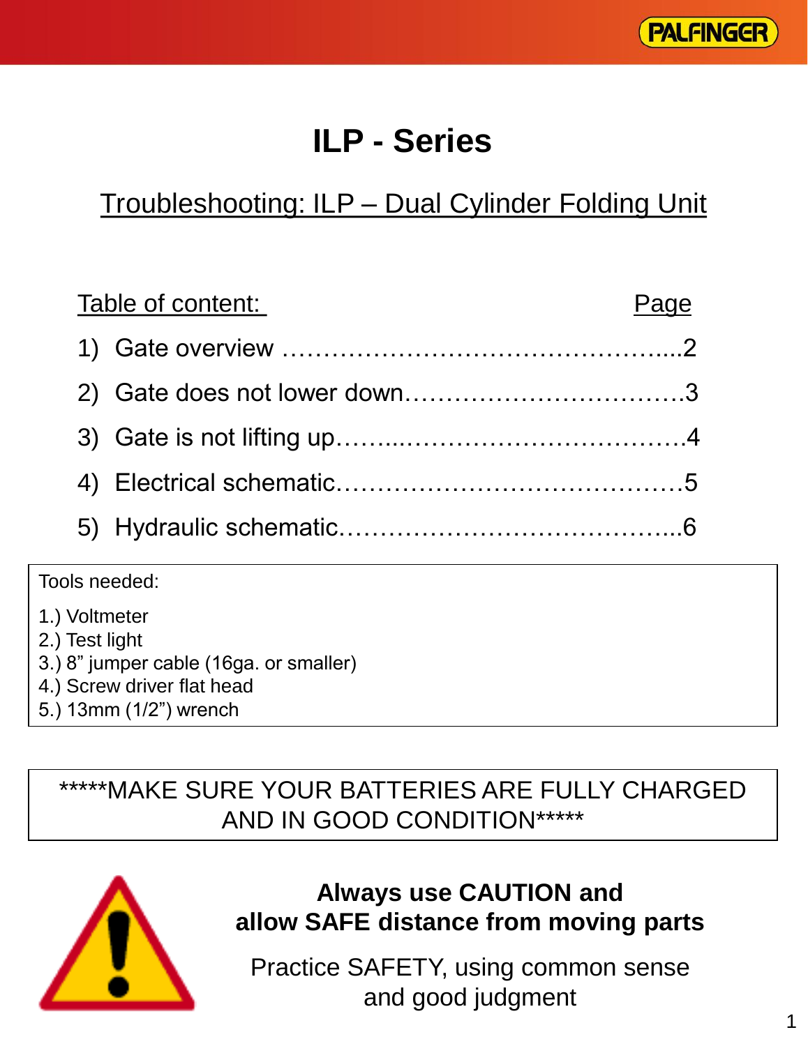# ILP - Series

## Troubleshooting: ILP – Dual Cylinder Folding Unit

| Table of content: | Page |
|---|---|
| 1) Gate overview | 2 |
| 2) Gate does not lower down | 3 |
| 3) Gate is not lifting up | 4 |
| 4) Electrical schematic | 5 |
| 5) Hydraulic schematic | 6 |

Tools needed:

1.) Voltmeter
2.) Test light
3.) 8” jumper cable (16ga. or smaller)
4.) Screw driver flat head
5.) 13mm (1/2”) wrench

*****MAKE SURE YOUR BATTERIES ARE FULLY CHARGED AND IN GOOD CONDITION*****

**Always use CAUTION and allow SAFE distance from moving parts**

Practice SAFETY, using common sense and good judgment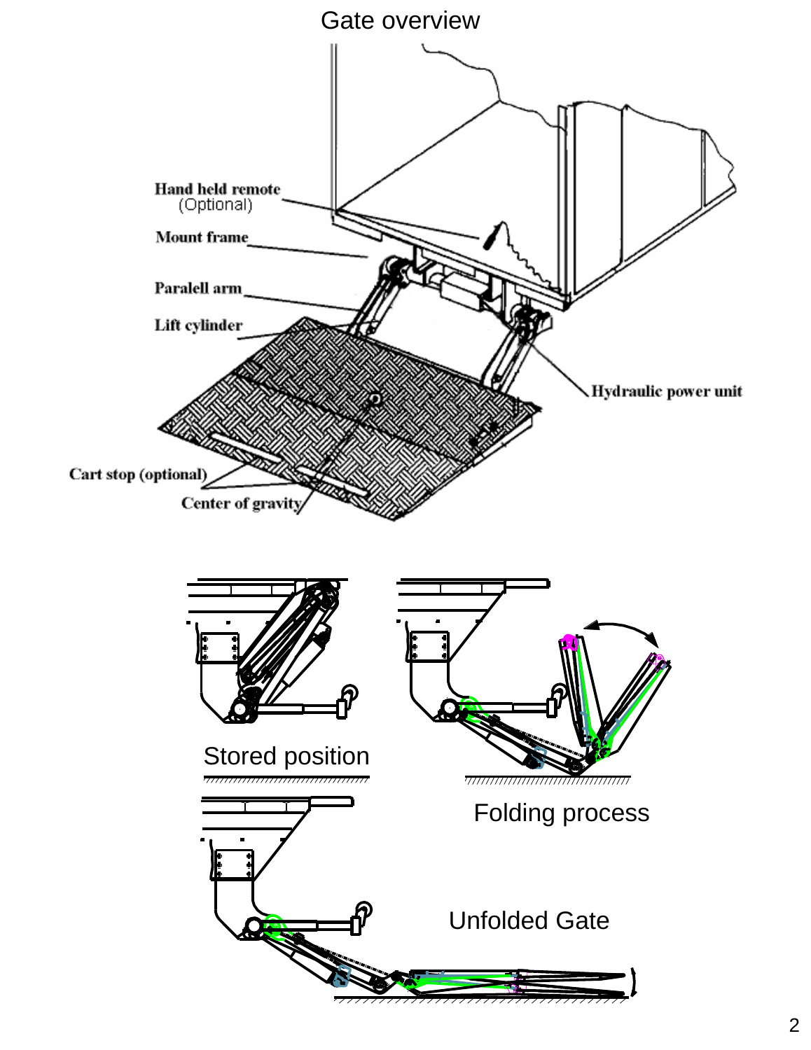# Gate overview

Hand held remote (Optional)

Mount frame

Paralell arm

Lift cylinder

Hydraulic power unit

Cart stop (optional)

Center of gravity

Stored position

Folding process

Unfolded Gate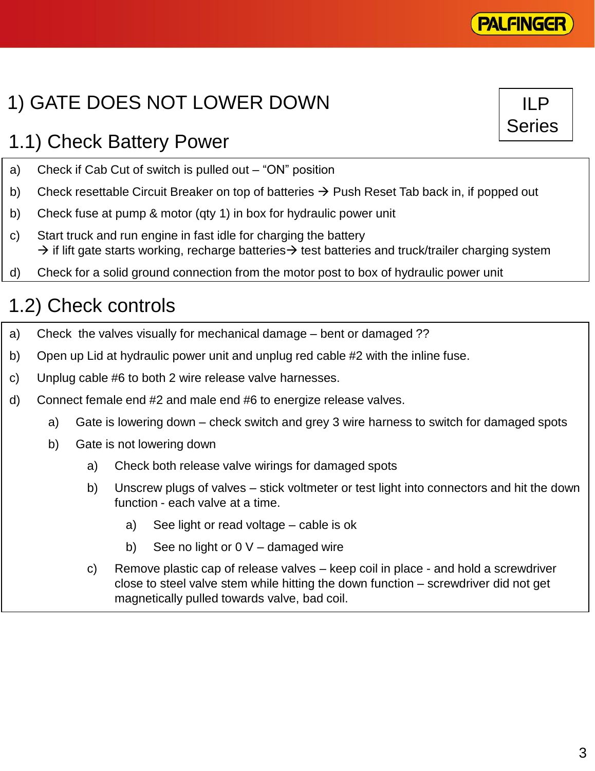# 1) GATE DOES NOT LOWER DOWN

ILP Series

## 1.1) Check Battery Power

a) Check if Cab Cut of switch is pulled out – “ON” position

b) Check resettable Circuit Breaker on top of batteries → Push Reset Tab back in, if popped out

b) Check fuse at pump & motor (qty 1) in box for hydraulic power unit

c) Start truck and run engine in fast idle for charging the battery
→ if lift gate starts working, recharge batteries→ test batteries and truck/trailer charging system

d) Check for a solid ground connection from the motor post to box of hydraulic power unit

## 1.2) Check controls

a) Check the valves visually for mechanical damage – bent or damaged ??

b) Open up Lid at hydraulic power unit and unplug red cable #2 with the inline fuse.

c) Unplug cable #6 to both 2 wire release valve harnesses.

d) Connect female end #2 and male end #6 to energize release valves.

- a) Gate is lowering down – check switch and grey 3 wire harness to switch for damaged spots
- b) Gate is not lowering down
  - a) Check both release valve wirings for damaged spots
  - b) Unscrew plugs of valves – stick voltmeter or test light into connectors and hit the down function - each valve at a time.
    - a) See light or read voltage – cable is ok
    - b) See no light or 0 V – damaged wire
  - c) Remove plastic cap of release valves – keep coil in place - and hold a screwdriver close to steel valve stem while hitting the down function – screwdriver did not get magnetically pulled towards valve, bad coil.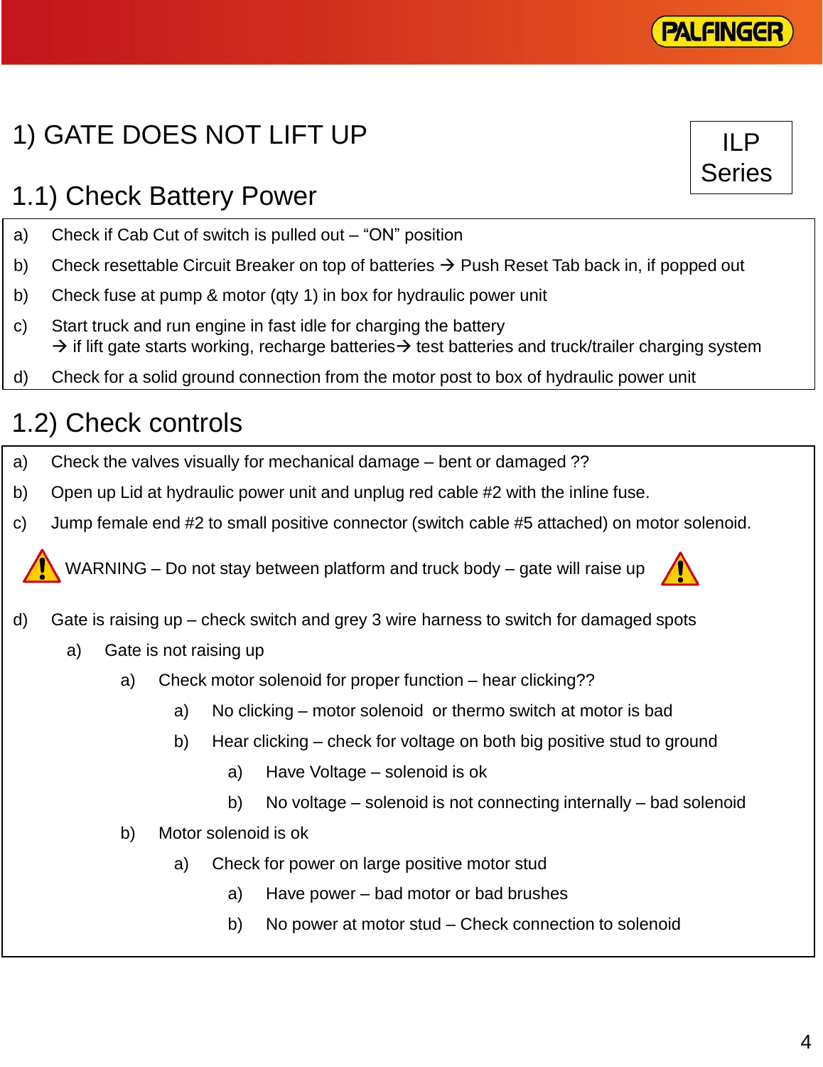# 1) GATE DOES NOT LIFT UP

ILP Series

## 1.1) Check Battery Power

a) Check if Cab Cut of switch is pulled out – “ON” position

b) Check resettable Circuit Breaker on top of batteries → Push Reset Tab back in, if popped out

b) Check fuse at pump & motor (qty 1) in box for hydraulic power unit

c) Start truck and run engine in fast idle for charging the battery
→ if lift gate starts working, recharge batteries→ test batteries and truck/trailer charging system

d) Check for a solid ground connection from the motor post to box of hydraulic power unit

## 1.2) Check controls

a) Check the valves visually for mechanical damage – bent or damaged ??

b) Open up Lid at hydraulic power unit and unplug red cable #2 with the inline fuse.

c) Jump female end #2 to small positive connector (switch cable #5 attached) on motor solenoid.

⚠ WARNING – Do not stay between platform and truck body – gate will raise up ⚠

d) Gate is raising up – check switch and grey 3 wire harness to switch for damaged spots

- a) Gate is not raising up
  - a) Check motor solenoid for proper function – hear clicking??
    - a) No clicking – motor solenoid or thermo switch at motor is bad
    - b) Hear clicking – check for voltage on both big positive stud to ground
      - a) Have Voltage – solenoid is ok
      - b) No voltage – solenoid is not connecting internally – bad solenoid
  - b) Motor solenoid is ok
    - a) Check for power on large positive motor stud
      - a) Have power – bad motor or bad brushes
      - b) No power at motor stud – Check connection to solenoid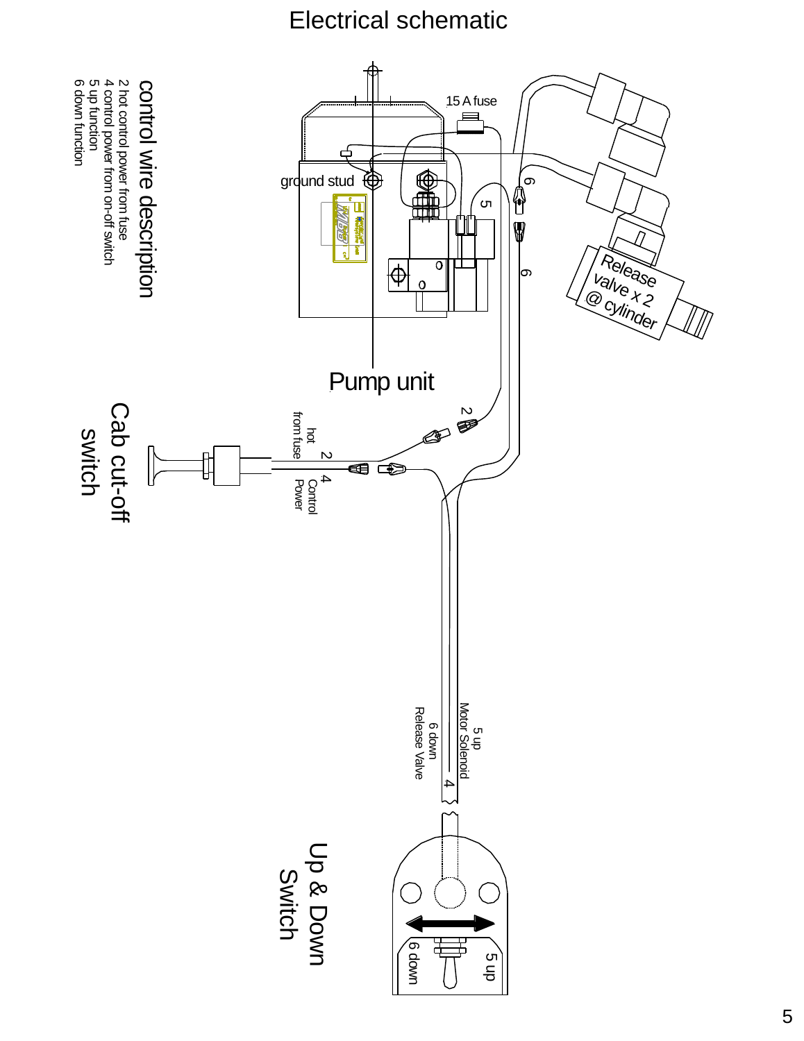# Electrical schematic

## control wire description

2 hot control power from fuse
4 control power from on-off switch
5 up function
6 down function

15 A fuse

ground stud

Pump unit

Release valve x 2 @ cylinder

Cab cut-off switch

hot from fuse

2

4 Control Power

5 up Motor Solenoid

6 down Release Valve

4

Up & Down Switch

5 up

6 down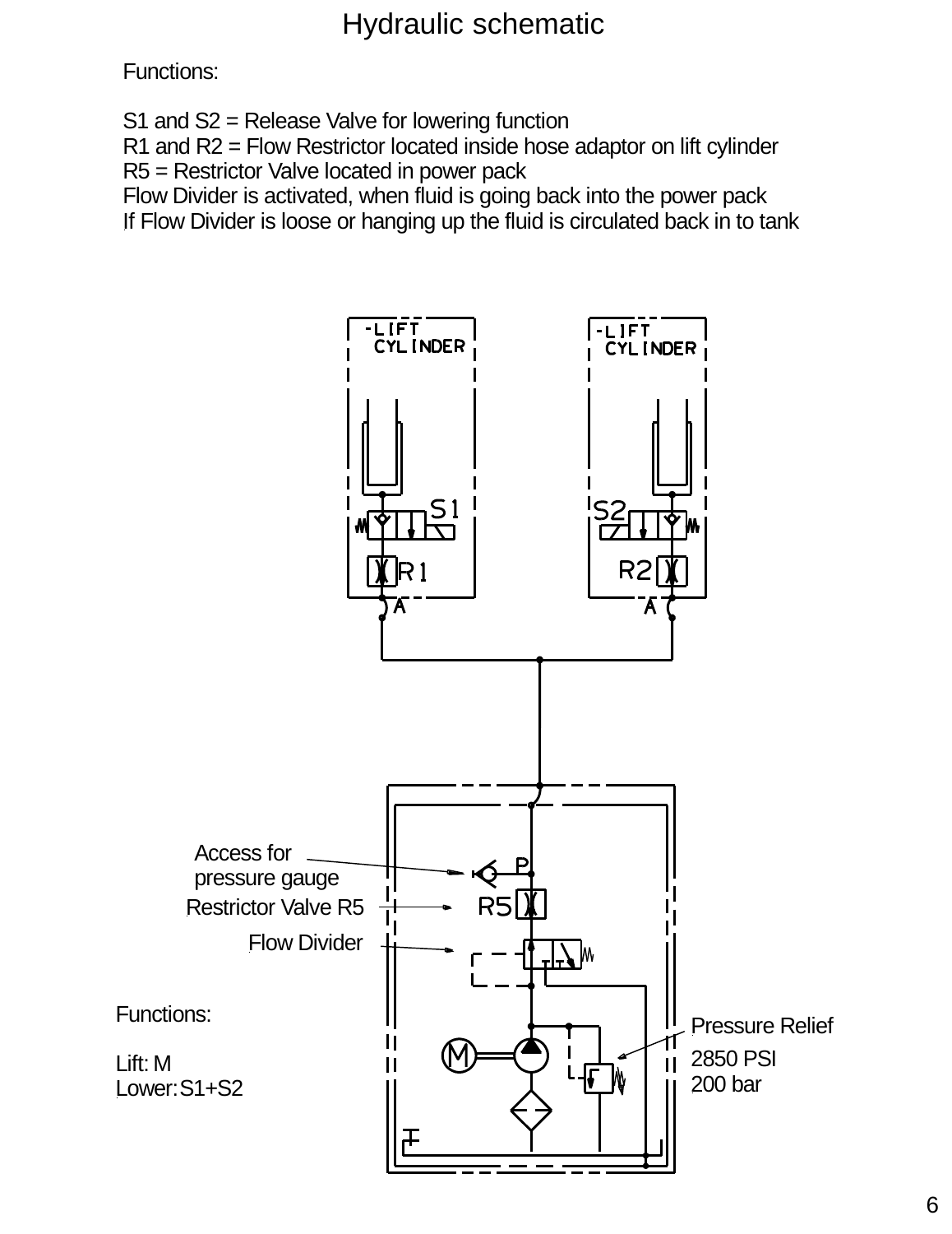# Hydraulic schematic

Functions:

S1 and S2 = Release Valve for lowering function
R1 and R2 = Flow Restrictor located inside hose adaptor on lift cylinder
R5 = Restrictor Valve located in power pack
Flow Divider is activated, when fluid is going back into the power pack
If Flow Divider is loose or hanging up the fluid is circulated back in to tank

-LIFT CYLINDER

S1

R1

A

-LIFT CYLINDER

S2

R2

A

Access for pressure gauge

P

Restrictor Valve R5

R5

Flow Divider

Functions:

Lift: M
Lower: S1+S2

M

Pressure Relief
2850 PSI
200 bar